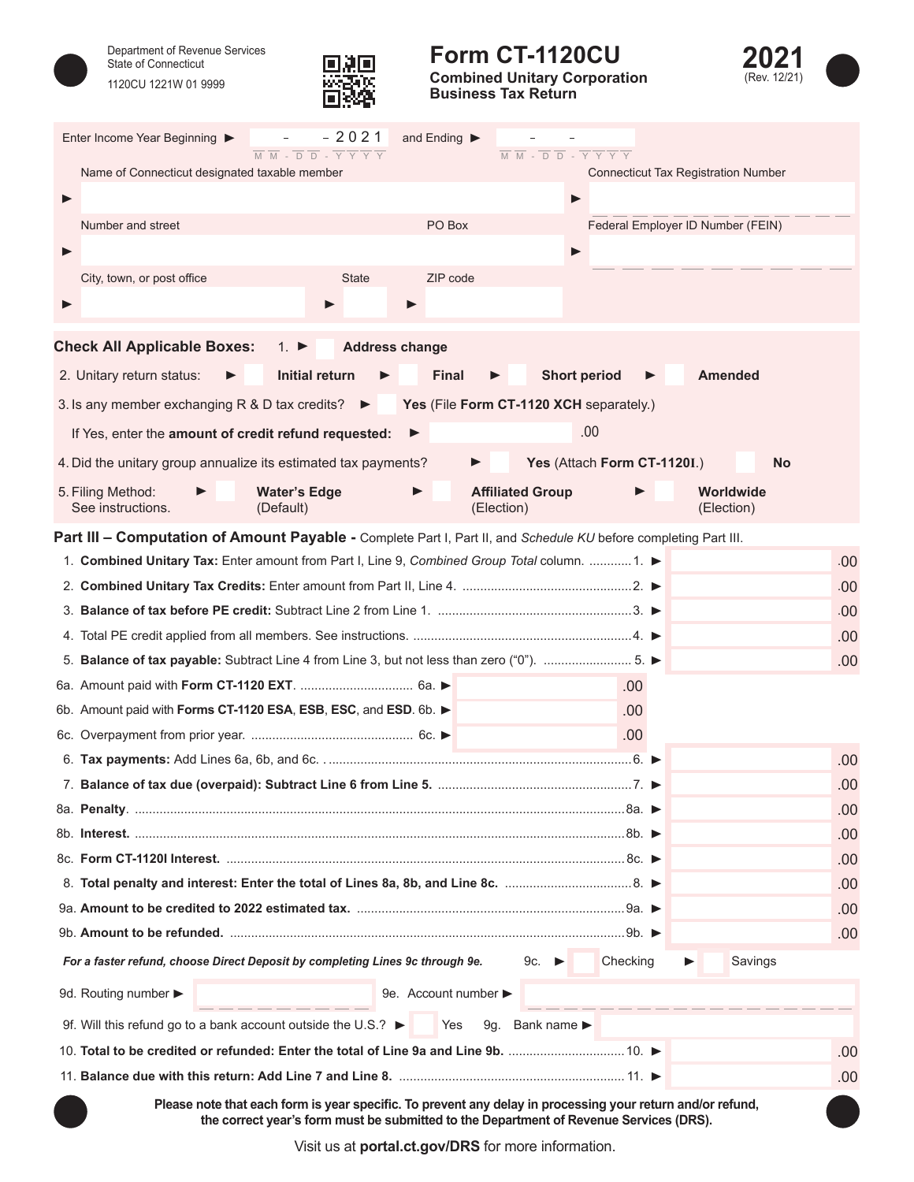Department of Revenue Services
State of Connecticut
1120CU 1221W 01 9999

# Form CT-1120CU

## Combined Unitary Corporation Business Tax Return

**2021**
(Rev. 12/21)

Enter Income Year Beginning ► \_\_ - \_\_ - 2021 (MM-DD-YYYY) and Ending ► \_\_ - \_\_ - \_\_\_\_ (MM-DD-YYYY)

Name of Connecticut designated taxable member ►

Connecticut Tax Registration Number ►

Number and street ► PO Box

Federal Employer ID Number (FEIN) ►

City, town, or post office ► State ► ZIP code ►

**Check All Applicable Boxes:** 1. ► ☐ **Address change**

2. Unitary return status: ► ☐ **Initial return** ► ☐ **Final** ► ☐ **Short period** ► ☐ **Amended**

3. Is any member exchanging R & D tax credits? ► ☐ **Yes** (File **Form CT-1120 XCH** separately.)

   If Yes, enter the **amount of credit refund requested:** ► .00

4. Did the unitary group annualize its estimated tax payments? ► ☐ **Yes** (Attach **Form CT-1120I**.) ☐ **No**

5. Filing Method: See instructions. ► ☐ **Water's Edge** (Default) ► ☐ **Affiliated Group** (Election) ► ☐ **Worldwide** (Election)

## Part III – Computation of Amount Payable - Complete Part I, Part II, and *Schedule KU* before completing Part III.

| Line | Description | | Amount |
|---|---|---|---|
| 1. | **Combined Unitary Tax:** Enter amount from Part I, Line 9, *Combined Group Total* column. | 1. ► | .00 |
| 2. | **Combined Unitary Tax Credits:** Enter amount from Part II, Line 4. | 2. ► | .00 |
| 3. | **Balance of tax before PE credit:** Subtract Line 2 from Line 1. | 3. ► | .00 |
| 4. | Total PE credit applied from all members. See instructions. | 4. ► | .00 |
| 5. | **Balance of tax payable:** Subtract Line 4 from Line 3, but not less than zero ("0"). | 5. ► | .00 |
| 6a. | Amount paid with **Form CT-1120 EXT**. | 6a. ► .00 | |
| 6b. | Amount paid with **Forms CT-1120 ESA**, **ESB**, **ESC**, and **ESD**. | 6b. ► .00 | |
| 6c. | Overpayment from prior year. | 6c. ► .00 | |
| 6. | **Tax payments:** Add Lines 6a, 6b, and 6c. | 6. ► | .00 |
| 7. | **Balance of tax due (overpaid): Subtract Line 6 from Line 5.** | 7. ► | .00 |
| 8a. | **Penalty**. | 8a. ► | .00 |
| 8b. | **Interest.** | 8b. ► | .00 |
| 8c. | **Form CT-1120I Interest.** | 8c. ► | .00 |
| 8. | **Total penalty and interest: Enter the total of Lines 8a, 8b, and Line 8c.** | 8. ► | .00 |
| 9a. | **Amount to be credited to 2022 estimated tax.** | 9a. ► | .00 |
| 9b. | **Amount to be refunded.** | 9b. ► | .00 |

***For a faster refund, choose Direct Deposit by completing Lines 9c through 9e.*** 9c. ► ☐ Checking ► ☐ Savings

9d. Routing number ► 9e. Account number ►

9f. Will this refund go to a bank account outside the U.S.? ► ☐ Yes 9g. Bank name ►

| Line | Description | | Amount |
|---|---|---|---|
| 10. | **Total to be credited or refunded: Enter the total of Line 9a and Line 9b.** | 10. ► | .00 |
| 11. | **Balance due with this return: Add Line 7 and Line 8.** | 11. ► | .00 |

**Please note that each form is year specific. To prevent any delay in processing your return and/or refund, the correct year's form must be submitted to the Department of Revenue Services (DRS).**

Visit us at **portal.ct.gov/DRS** for more information.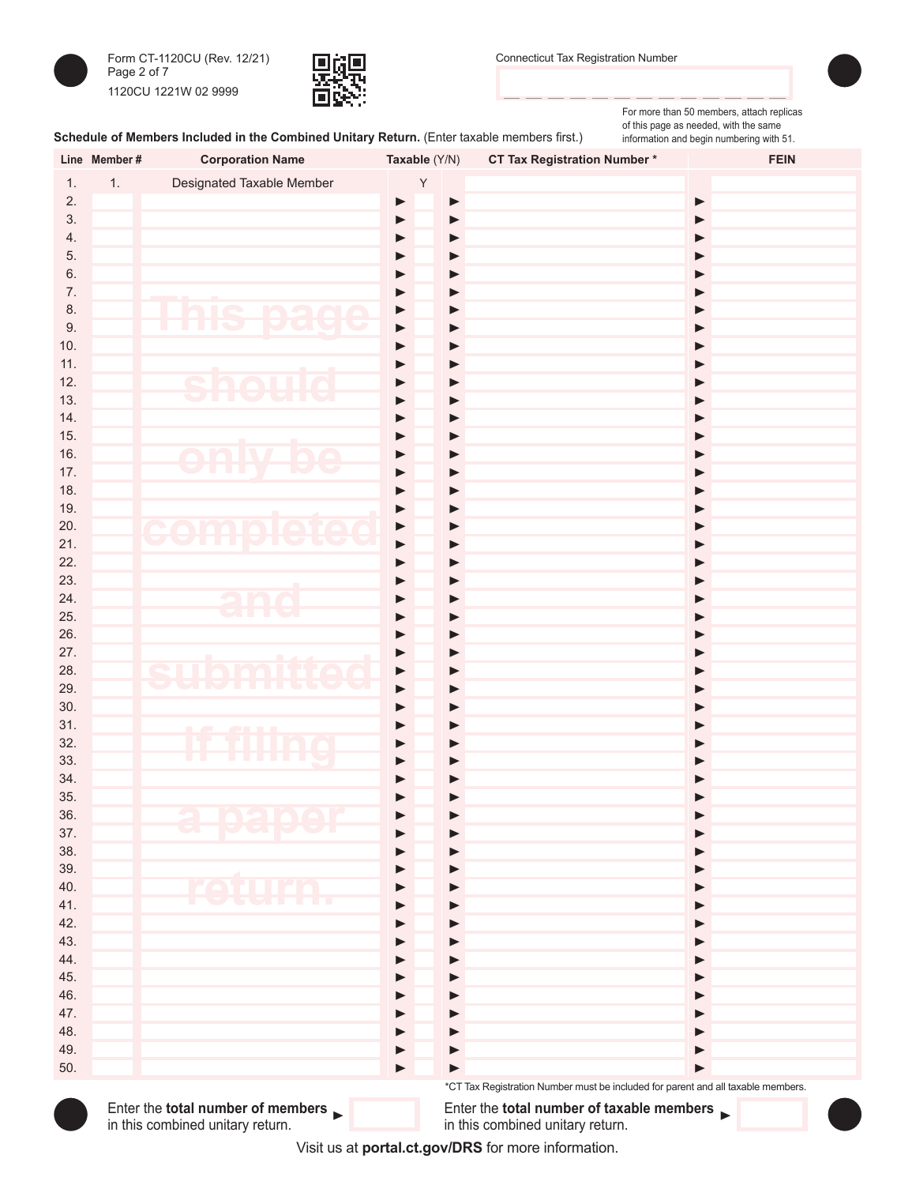Form CT-1120CU (Rev. 12/21)

1120CU 1221W 02 9999

Connecticut Tax Registration Number

For more than 50 members, attach replicas of this page as needed, with the same information and begin numbering with 51.

**Schedule of Members Included in the Combined Unitary Return.** (Enter taxable members first.)

This page should only be completed and submitted if filing a paper return.

| Line | Member # | Corporation Name | Taxable (Y/N) | CT Tax Registration Number * | FEIN |
|---|---|---|---|---|---|
| 1. | 1. | Designated Taxable Member | Y | | |
| 2. | | | | | |
| 3. | | | | | |
| 4. | | | | | |
| 5. | | | | | |
| 6. | | | | | |
| 7. | | | | | |
| 8. | | | | | |
| 9. | | | | | |
| 10. | | | | | |
| 11. | | | | | |
| 12. | | | | | |
| 13. | | | | | |
| 14. | | | | | |
| 15. | | | | | |
| 16. | | | | | |
| 17. | | | | | |
| 18. | | | | | |
| 19. | | | | | |
| 20. | | | | | |
| 21. | | | | | |
| 22. | | | | | |
| 23. | | | | | |
| 24. | | | | | |
| 25. | | | | | |
| 26. | | | | | |
| 27. | | | | | |
| 28. | | | | | |
| 29. | | | | | |
| 30. | | | | | |
| 31. | | | | | |
| 32. | | | | | |
| 33. | | | | | |
| 34. | | | | | |
| 35. | | | | | |
| 36. | | | | | |
| 37. | | | | | |
| 38. | | | | | |
| 39. | | | | | |
| 40. | | | | | |
| 41. | | | | | |
| 42. | | | | | |
| 43. | | | | | |
| 44. | | | | | |
| 45. | | | | | |
| 46. | | | | | |
| 47. | | | | | |
| 48. | | | | | |
| 49. | | | | | |
| 50. | | | | | |

*CT Tax Registration Number must be included for parent and all taxable members.

Enter the **total number of members** in this combined unitary return. ►

Enter the **total number of taxable members** in this combined unitary return. ►

Visit us at **portal.ct.gov/DRS** for more information.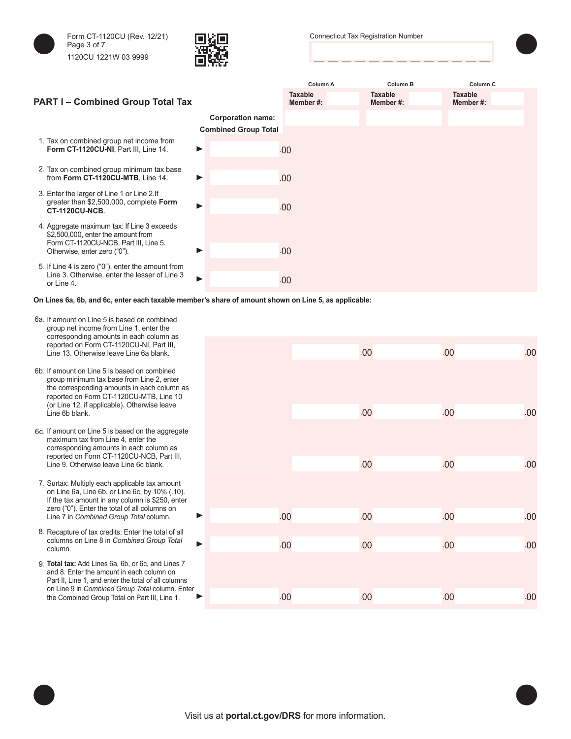Form CT-1120CU (Rev. 12/21)
1120CU 1221W 03 9999

Connecticut Tax Registration Number

## PART I – Combined Group Total Tax

| | Combined Group Total | Column A | Column B | Column C |
|---|---|---|---|---|
| | | Taxable Member #: | Taxable Member #: | Taxable Member #: |
| | | Corporation name: | | |
| 1. Tax on combined group net income from **Form CT-1120CU-NI**, Part III, Line 14. ► | .00 | | | |
| 2. Tax on combined group minimum tax base from **Form CT-1120CU-MTB**, Line 14. ► | .00 | | | |
| 3. Enter the larger of Line 1 or Line 2. If greater than $2,500,000, complete **Form CT-1120CU-NCB**. ► | .00 | | | |
| 4. Aggregate maximum tax: If Line 3 exceeds $2,500,000, enter the amount from Form CT-1120CU-NCB, Part III, Line 5. Otherwise, enter zero (“0”). ► | .00 | | | |
| 5. If Line 4 is zero (“0”), enter the amount from Line 3. Otherwise, enter the lesser of Line 3 or Line 4. ► | .00 | | | |

**On Lines 6a, 6b, and 6c, enter each taxable member’s share of amount shown on Line 5, as applicable:**

| | Combined Group Total | Column A | Column B | Column C |
|---|---|---|---|---|
| 6a. If amount on Line 5 is based on combined group net income from Line 1, enter the corresponding amounts in each column as reported on Form CT-1120CU-NI, Part III, Line 13. Otherwise leave Line 6a blank. | | .00 | .00 | .00 |
| 6b. If amount on Line 5 is based on combined group minimum tax base from Line 2, enter the corresponding amounts in each column as reported on Form CT-1120CU-MTB, Line 10 (or Line 12, if applicable). Otherwise leave Line 6b blank. | | .00 | .00 | .00 |
| 6c. If amount on Line 5 is based on the aggregate maximum tax from Line 4, enter the corresponding amounts in each column as reported on Form CT-1120CU-NCB, Part III, Line 9. Otherwise leave Line 6c blank. | | .00 | .00 | .00 |
| 7. Surtax: Multiply each applicable tax amount on Line 6a, Line 6b, or Line 6c, by 10% (.10). If the tax amount in any column is $250, enter zero (“0”). Enter the total of all columns on Line 7 in *Combined Group Total* column. ► | .00 | .00 | .00 | .00 |
| 8. Recapture of tax credits: Enter the total of all columns on Line 8 in *Combined Group Total* column. ► | .00 | .00 | .00 | .00 |
| 9. **Total tax:** Add Lines 6a, 6b, or 6c, and Lines 7 and 8. Enter the amount in each column on Part II, Line 1, and enter the total of all columns on Line 9 in *Combined Group Total* column. Enter the Combined Group Total on Part III, Line 1. ► | .00 | .00 | .00 | .00 |

Visit us at **portal.ct.gov/DRS** for more information.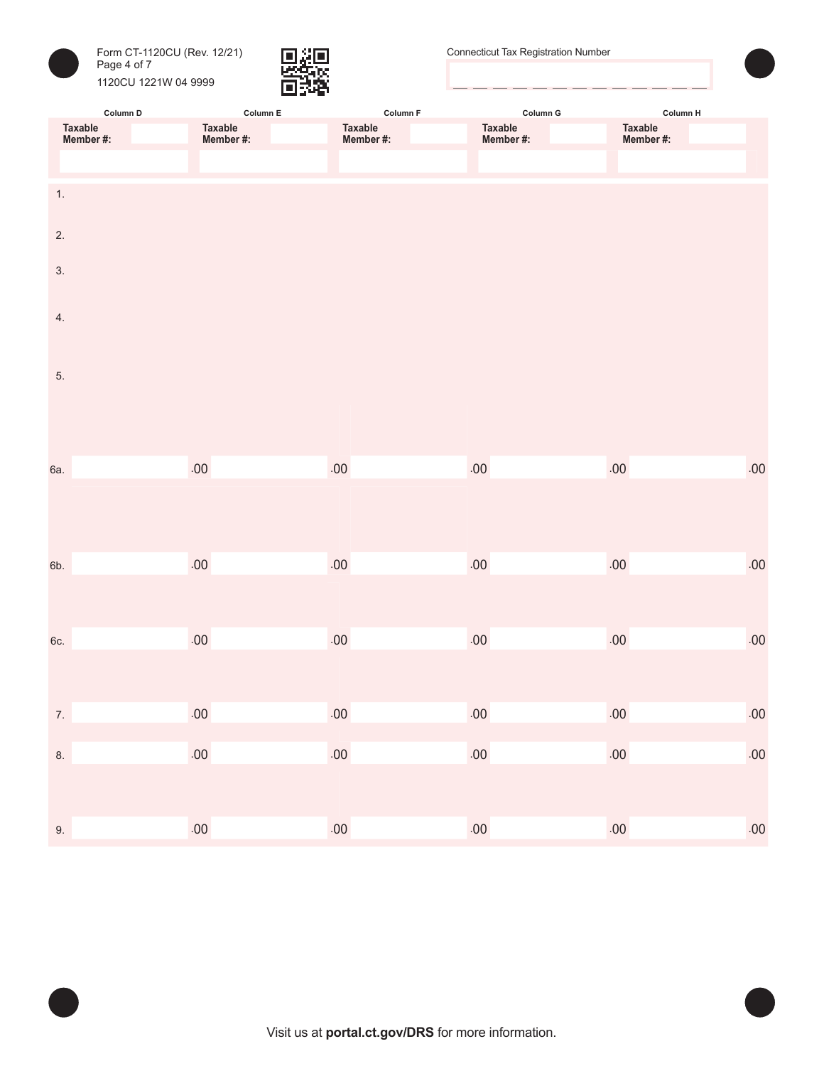Form CT-1120CU (Rev. 12/21)
Page 4 of 7

1120CU 1221W 04 9999

Connecticut Tax Registration Number

| | Column D | Column E | Column F | Column G | Column H |
|---|---|---|---|---|---|
| | Taxable Member #: | Taxable Member #: | Taxable Member #: | Taxable Member #: | Taxable Member #: |
| 1. | | | | | |
| 2. | | | | | |
| 3. | | | | | |
| 4. | | | | | |
| 5. | | | | | |
| 6a. | .00 | .00 | .00 | .00 | .00 |
| 6b. | .00 | .00 | .00 | .00 | .00 |
| 6c. | .00 | .00 | .00 | .00 | .00 |
| 7. | .00 | .00 | .00 | .00 | .00 |
| 8. | .00 | .00 | .00 | .00 | .00 |
| 9. | .00 | .00 | .00 | .00 | .00 |

Visit us at **portal.ct.gov/DRS** for more information.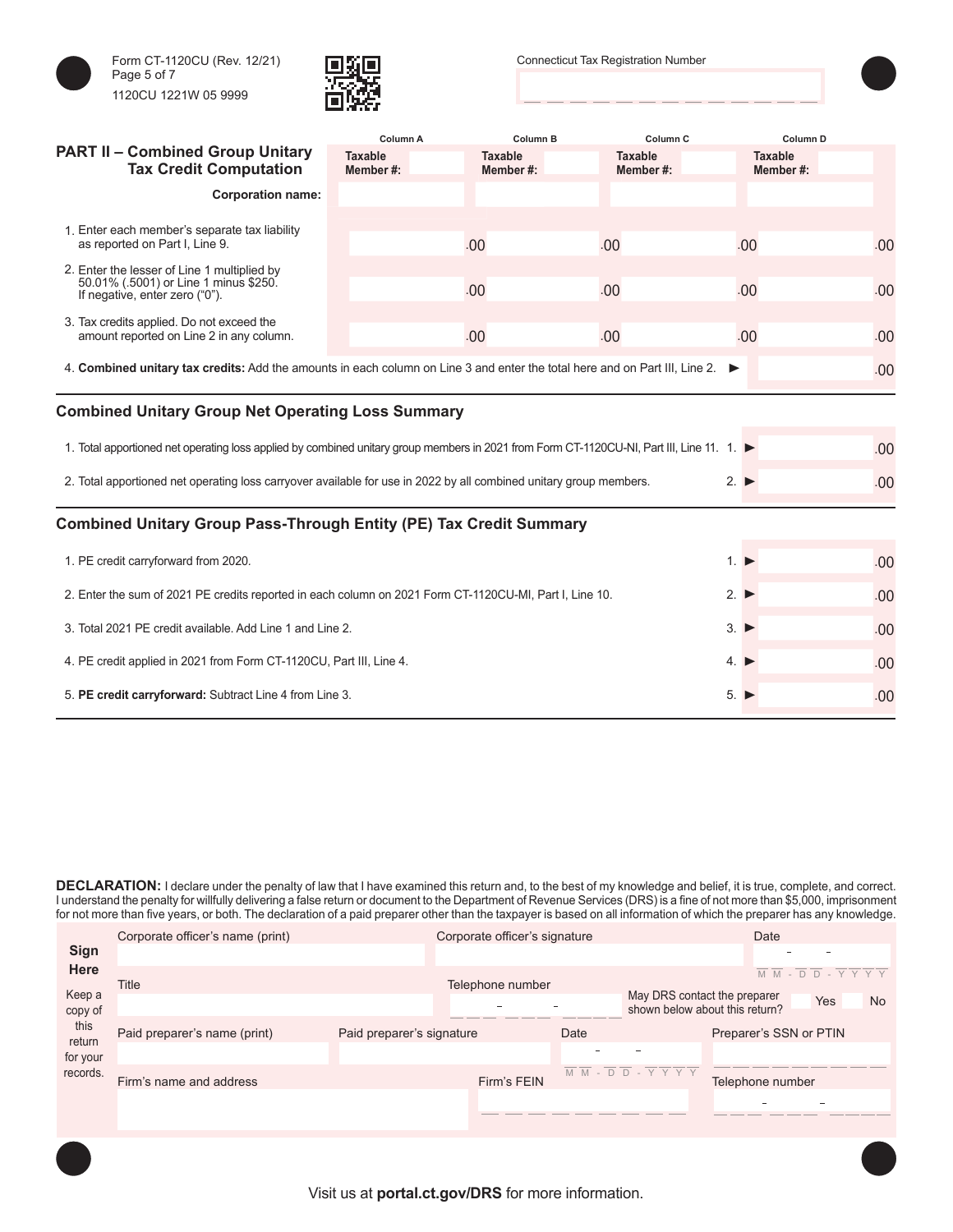Form CT-1120CU (Rev. 12/21)

1120CU 1221W 05 9999

Connecticut Tax Registration Number

## PART II – Combined Group Unitary Tax Credit Computation

| | Column A | Column B | Column C | Column D |
|---|---|---|---|---|
| | Taxable Member #: | Taxable Member #: | Taxable Member #: | Taxable Member #: |
| **Corporation name:** | | | | |
| 1. Enter each member's separate tax liability as reported on Part I, Line 9. | .00 | .00 | .00 | .00 |
| 2. Enter the lesser of Line 1 multiplied by 50.01% (.5001) or Line 1 minus $250. If negative, enter zero ("0"). | .00 | .00 | .00 | .00 |
| 3. Tax credits applied. Do not exceed the amount reported on Line 2 in any column. | .00 | .00 | .00 | .00 |

4. **Combined unitary tax credits:** Add the amounts in each column on Line 3 and enter the total here and on Part III, Line 2. ► .00

## Combined Unitary Group Net Operating Loss Summary

| | | |
|---|---|---|
| 1. Total apportioned net operating loss applied by combined unitary group members in 2021 from Form CT-1120CU-NI, Part III, Line 11. | 1. ► | .00 |
| 2. Total apportioned net operating loss carryover available for use in 2022 by all combined unitary group members. | 2. ► | .00 |

## Combined Unitary Group Pass-Through Entity (PE) Tax Credit Summary

| | | |
|---|---|---|
| 1. PE credit carryforward from 2020. | 1. ► | .00 |
| 2. Enter the sum of 2021 PE credits reported in each column on 2021 Form CT-1120CU-MI, Part I, Line 10. | 2. ► | .00 |
| 3. Total 2021 PE credit available. Add Line 1 and Line 2. | 3. ► | .00 |
| 4. PE credit applied in 2021 from Form CT-1120CU, Part III, Line 4. | 4. ► | .00 |
| 5. **PE credit carryforward:** Subtract Line 4 from Line 3. | 5. ► | .00 |

**DECLARATION:** I declare under the penalty of law that I have examined this return and, to the best of my knowledge and belief, it is true, complete, and correct. I understand the penalty for willfully delivering a false return or document to the Department of Revenue Services (DRS) is a fine of not more than $5,000, imprisonment for not more than five years, or both. The declaration of a paid preparer other than the taxpayer is based on all information of which the preparer has any knowledge.

**Sign Here**

Keep a copy of this return for your records.

| | | | |
|---|---|---|---|
| Corporate officer's name (print) | Corporate officer's signature | | Date (MM-DD-YYYY) |
| Title | Telephone number | May DRS contact the preparer shown below about this return? Yes / No | |
| Paid preparer's name (print) | Paid preparer's signature | Date (MM-DD-YYYY) | Preparer's SSN or PTIN |
| Firm's name and address | Firm's FEIN | | Telephone number |

Visit us at **portal.ct.gov/DRS** for more information.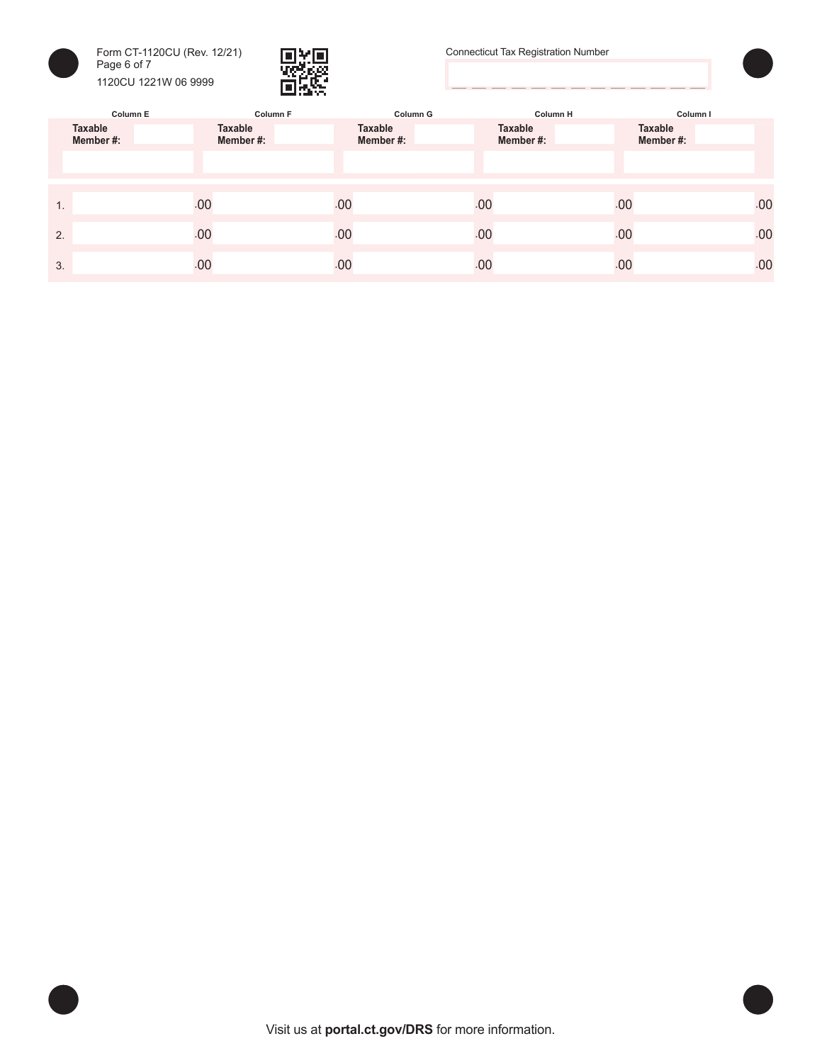Form CT-1120CU (Rev. 12/21)

1120CU 1221W 06 9999

Connecticut Tax Registration Number

| | Column E | Column F | Column G | Column H | Column I |
|---|---|---|---|---|---|
| | Taxable Member #: | Taxable Member #: | Taxable Member #: | Taxable Member #: | Taxable Member #: |
| 1. | .00 | .00 | .00 | .00 | .00 |
| 2. | .00 | .00 | .00 | .00 | .00 |
| 3. | .00 | .00 | .00 | .00 | .00 |

Visit us at **portal.ct.gov/DRS** for more information.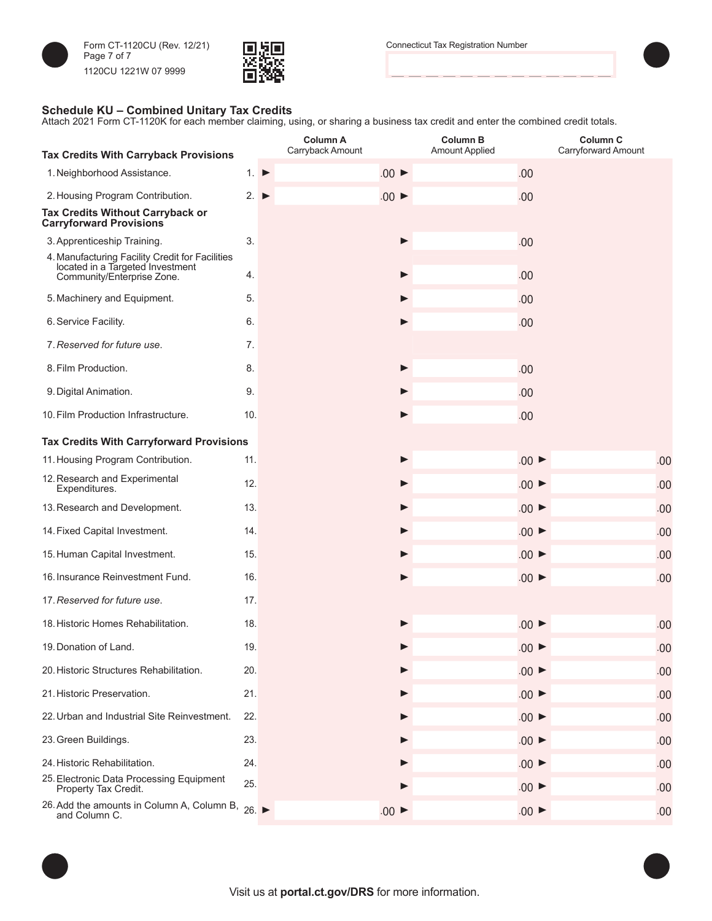Form CT-1120CU (Rev. 12/21)
Page 7 of 7
1120CU 1221W 07 9999

Connecticut Tax Registration Number

## Schedule KU – Combined Unitary Tax Credits

Attach 2021 Form CT-1120K for each member claiming, using, or sharing a business tax credit and enter the combined credit totals.

| | | Column A Carryback Amount | Column B Amount Applied | Column C Carryforward Amount |
|---|---|---|---|---|
| **Tax Credits With Carryback Provisions** | | | | |
| 1. Neighborhood Assistance. | 1. | .00 | .00 | |
| 2. Housing Program Contribution. | 2. | .00 | .00 | |
| **Tax Credits Without Carryback or Carryforward Provisions** | | | | |
| 3. Apprenticeship Training. | 3. | | .00 | |
| 4. Manufacturing Facility Credit for Facilities located in a Targeted Investment Community/Enterprise Zone. | 4. | | .00 | |
| 5. Machinery and Equipment. | 5. | | .00 | |
| 6. Service Facility. | 6. | | .00 | |
| 7. *Reserved for future use*. | 7. | | | |
| 8. Film Production. | 8. | | .00 | |
| 9. Digital Animation. | 9. | | .00 | |
| 10. Film Production Infrastructure. | 10. | | .00 | |
| **Tax Credits With Carryforward Provisions** | | | | |
| 11. Housing Program Contribution. | 11. | | .00 | .00 |
| 12. Research and Experimental Expenditures. | 12. | | .00 | .00 |
| 13. Research and Development. | 13. | | .00 | .00 |
| 14. Fixed Capital Investment. | 14. | | .00 | .00 |
| 15. Human Capital Investment. | 15. | | .00 | .00 |
| 16. Insurance Reinvestment Fund. | 16. | | .00 | .00 |
| 17. *Reserved for future use*. | 17. | | | |
| 18. Historic Homes Rehabilitation. | 18. | | .00 | .00 |
| 19. Donation of Land. | 19. | | .00 | .00 |
| 20. Historic Structures Rehabilitation. | 20. | | .00 | .00 |
| 21. Historic Preservation. | 21. | | .00 | .00 |
| 22. Urban and Industrial Site Reinvestment. | 22. | | .00 | .00 |
| 23. Green Buildings. | 23. | | .00 | .00 |
| 24. Historic Rehabilitation. | 24. | | .00 | .00 |
| 25. Electronic Data Processing Equipment Property Tax Credit. | 25. | | .00 | .00 |
| 26. Add the amounts in Column A, Column B, and Column C. | 26. | .00 | .00 | .00 |

Visit us at **portal.ct.gov/DRS** for more information.